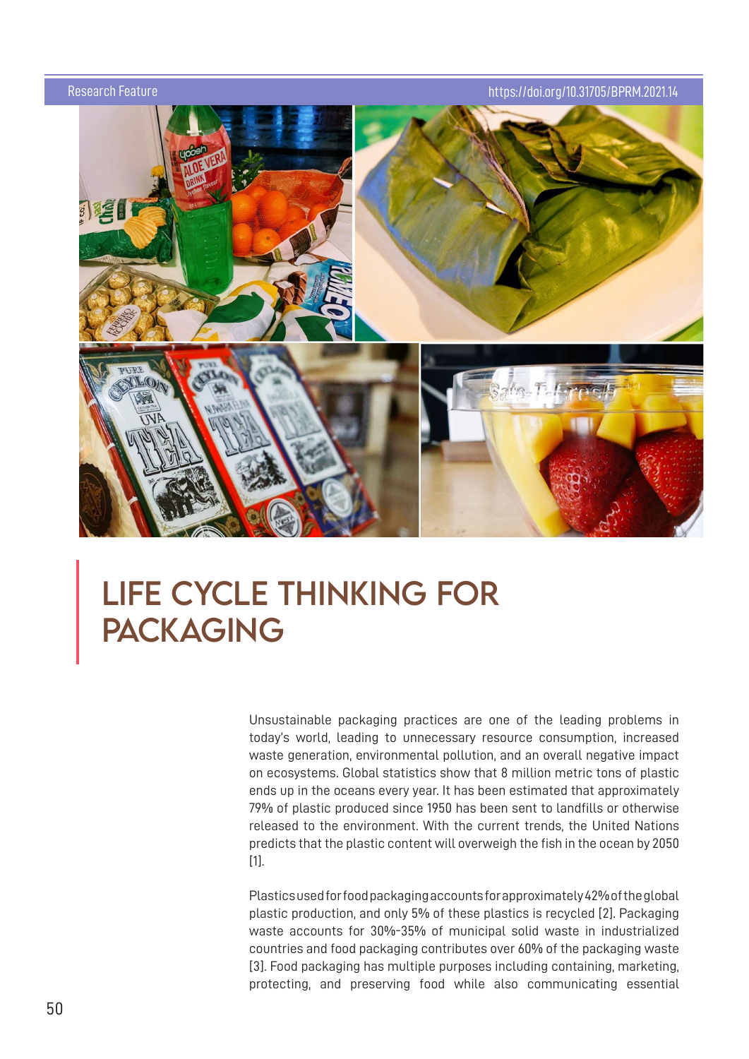Research Feature

https://doi.org/10.31705/BPRM.2021.14

# LIFE CYCLE THINKING FOR PACKAGING

Unsustainable packaging practices are one of the leading problems in today's world, leading to unnecessary resource consumption, increased waste generation, environmental pollution, and an overall negative impact on ecosystems. Global statistics show that 8 million metric tons of plastic ends up in the oceans every year. It has been estimated that approximately 79% of plastic produced since 1950 has been sent to landfills or otherwise released to the environment. With the current trends, the United Nations predicts that the plastic content will overweigh the fish in the ocean by 2050 [1].

Plastics used for food packaging accounts for approximately 42% of the global plastic production, and only 5% of these plastics is recycled [2]. Packaging waste accounts for 30%-35% of municipal solid waste in industrialized countries and food packaging contributes over 60% of the packaging waste [3]. Food packaging has multiple purposes including containing, marketing, protecting, and preserving food while also communicating essential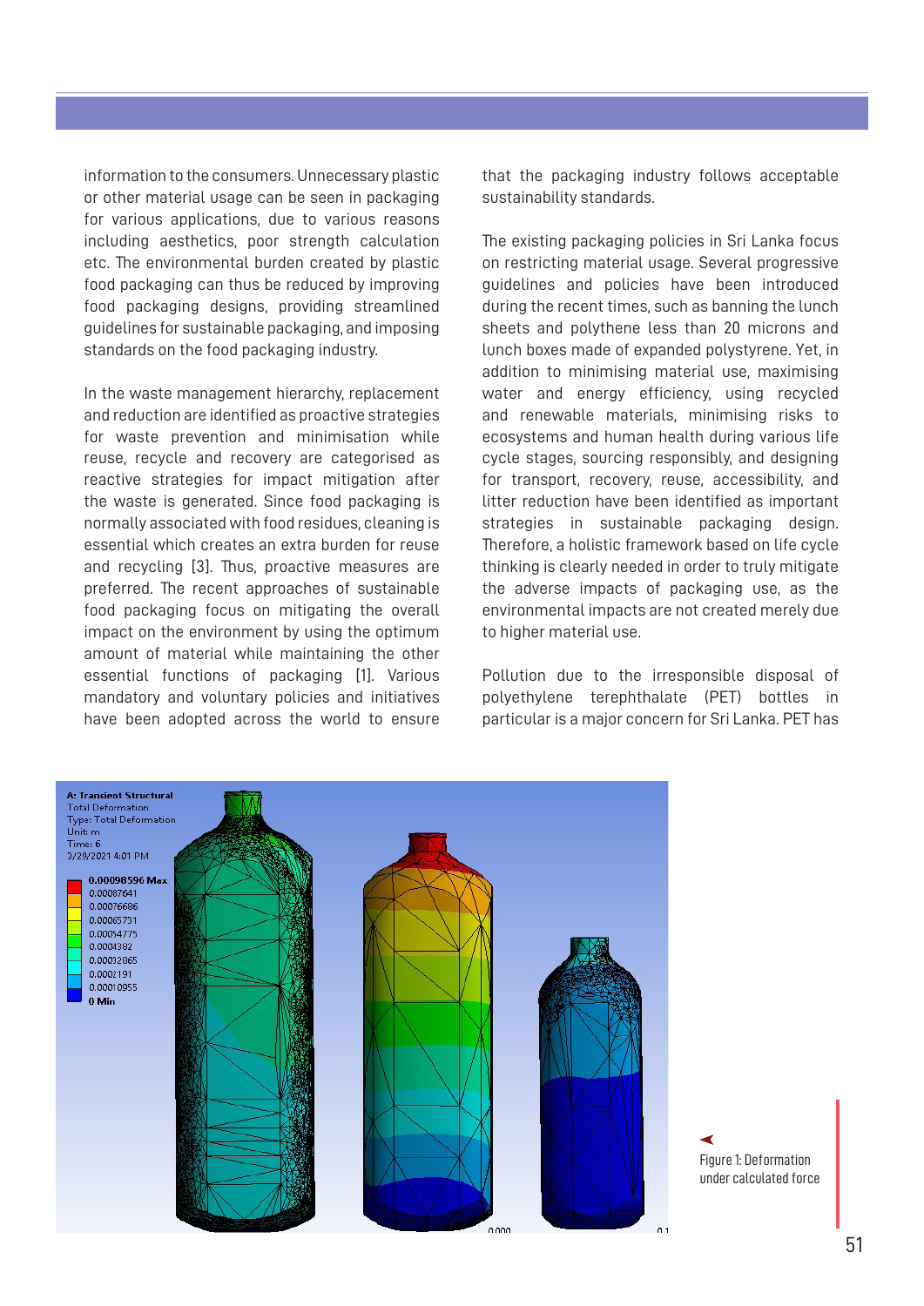information to the consumers. Unnecessary plastic or other material usage can be seen in packaging for various applications, due to various reasons including aesthetics, poor strength calculation etc. The environmental burden created by plastic food packaging can thus be reduced by improving food packaging designs, providing streamlined guidelines for sustainable packaging, and imposing standards on the food packaging industry.

In the waste management hierarchy, replacement and reduction are identified as proactive strategies for waste prevention and minimisation while reuse, recycle and recovery are categorised as reactive strategies for impact mitigation after the waste is generated. Since food packaging is normally associated with food residues, cleaning is essential which creates an extra burden for reuse and recycling [3]. Thus, proactive measures are preferred. The recent approaches of sustainable food packaging focus on mitigating the overall impact on the environment by using the optimum amount of material while maintaining the other essential functions of packaging [1]. Various mandatory and voluntary policies and initiatives have been adopted across the world to ensure that the packaging industry follows acceptable sustainability standards.

The existing packaging policies in Sri Lanka focus on restricting material usage. Several progressive guidelines and policies have been introduced during the recent times, such as banning the lunch sheets and polythene less than 20 microns and lunch boxes made of expanded polystyrene. Yet, in addition to minimising material use, maximising water and energy efficiency, using recycled and renewable materials, minimising risks to ecosystems and human health during various life cycle stages, sourcing responsibly, and designing for transport, recovery, reuse, accessibility, and litter reduction have been identified as important strategies in sustainable packaging design. Therefore, a holistic framework based on life cycle thinking is clearly needed in order to truly mitigate the adverse impacts of packaging use, as the environmental impacts are not created merely due to higher material use.

Pollution due to the irresponsible disposal of polyethylene terephthalate (PET) bottles in particular is a major concern for Sri Lanka. PET has

Figure 1: Deformation under calculated force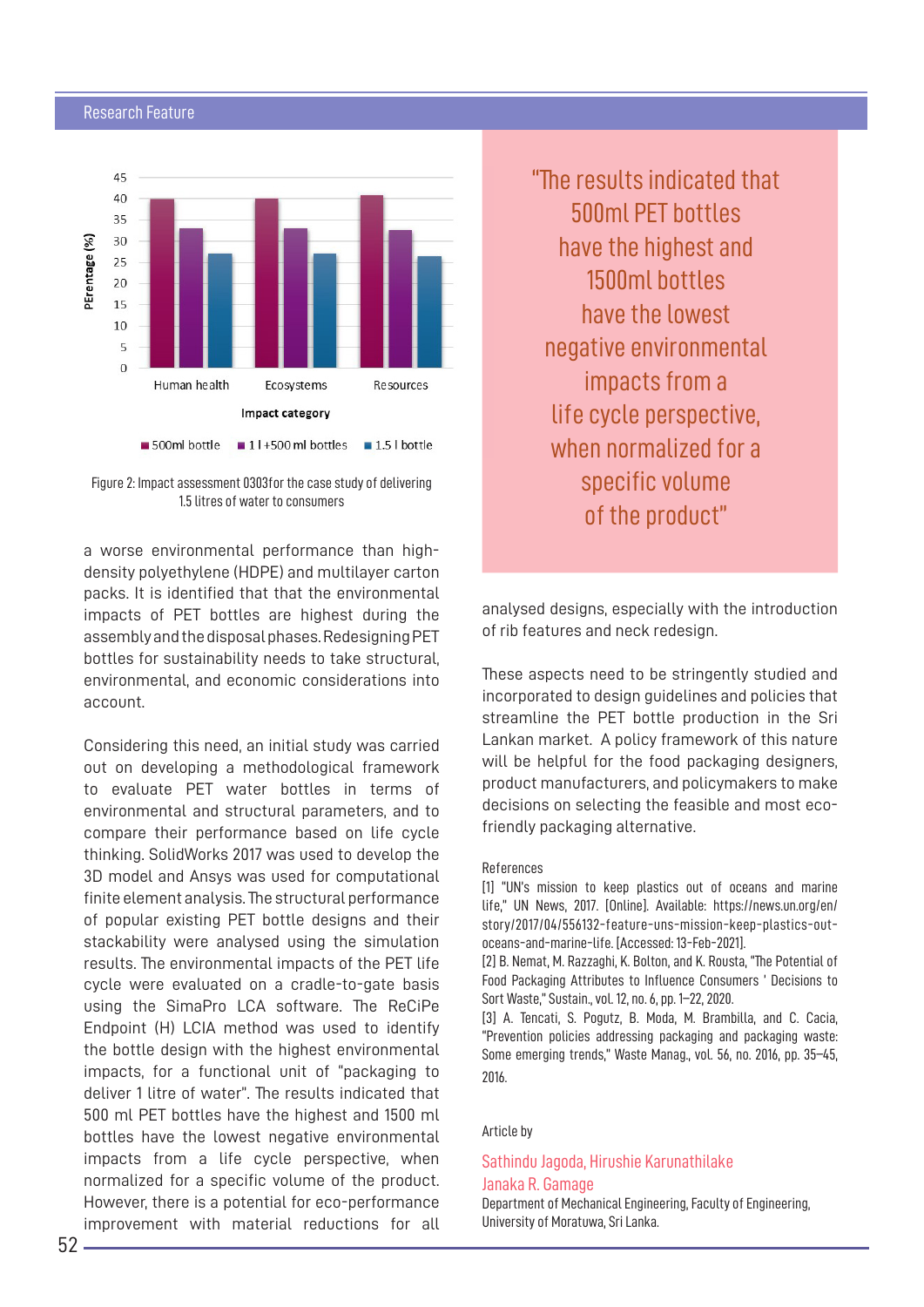45
40
35
30
25
20
15
10
5
0

PErentage (%)

Human health
Ecosystems
Resources

Impact category

500ml bottle
1 l +500 ml bottles
1.5 l bottle

Figure 2: Impact assessment 0303for the case study of delivering 1.5 litres of water to consumers

a worse environmental performance than high-density polyethylene (HDPE) and multilayer carton packs. It is identified that that the environmental impacts of PET bottles are highest during the assembly and the disposal phases. Redesigning PET bottles for sustainability needs to take structural, environmental, and economic considerations into account.

Considering this need, an initial study was carried out on developing a methodological framework to evaluate PET water bottles in terms of environmental and structural parameters, and to compare their performance based on life cycle thinking. SolidWorks 2017 was used to develop the 3D model and Ansys was used for computational finite element analysis. The structural performance of popular existing PET bottle designs and their stackability were analysed using the simulation results. The environmental impacts of the PET life cycle were evaluated on a cradle-to-gate basis using the SimaPro LCA software. The ReCiPe Endpoint (H) LCIA method was used to identify the bottle design with the highest environmental impacts, for a functional unit of "packaging to deliver 1 litre of water". The results indicated that 500 ml PET bottles have the highest and 1500 ml bottles have the lowest negative environmental impacts from a life cycle perspective, when normalized for a specific volume of the product. However, there is a potential for eco-performance improvement with material reductions for all analysed designs, especially with the introduction of rib features and neck redesign.

> "The results indicated that 500ml PET bottles have the highest and 1500ml bottles have the lowest negative environmental impacts from a life cycle perspective, when normalized for a specific volume of the product"

These aspects need to be stringently studied and incorporated to design guidelines and policies that streamline the PET bottle production in the Sri Lankan market. A policy framework of this nature will be helpful for the food packaging designers, product manufacturers, and policymakers to make decisions on selecting the feasible and most eco-friendly packaging alternative.

References

[1] "UN's mission to keep plastics out of oceans and marine life," UN News, 2017. [Online]. Available: https://news.un.org/en/story/2017/04/556132-feature-uns-mission-keep-plastics-out-oceans-and-marine-life. [Accessed: 13-Feb-2021].

[2] B. Nemat, M. Razzaghi, K. Bolton, and K. Rousta, "The Potential of Food Packaging Attributes to Influence Consumers ' Decisions to Sort Waste," Sustain., vol. 12, no. 6, pp. 1–22, 2020.

[3] A. Tencati, S. Pogutz, B. Moda, M. Brambilla, and C. Cacia, "Prevention policies addressing packaging and packaging waste: Some emerging trends," Waste Manag., vol. 56, no. 2016, pp. 35–45, 2016.

Article by

Sathindu Jagoda, Hirushie Karunathilake
Janaka R. Gamage
Department of Mechanical Engineering, Faculty of Engineering, University of Moratuwa, Sri Lanka.